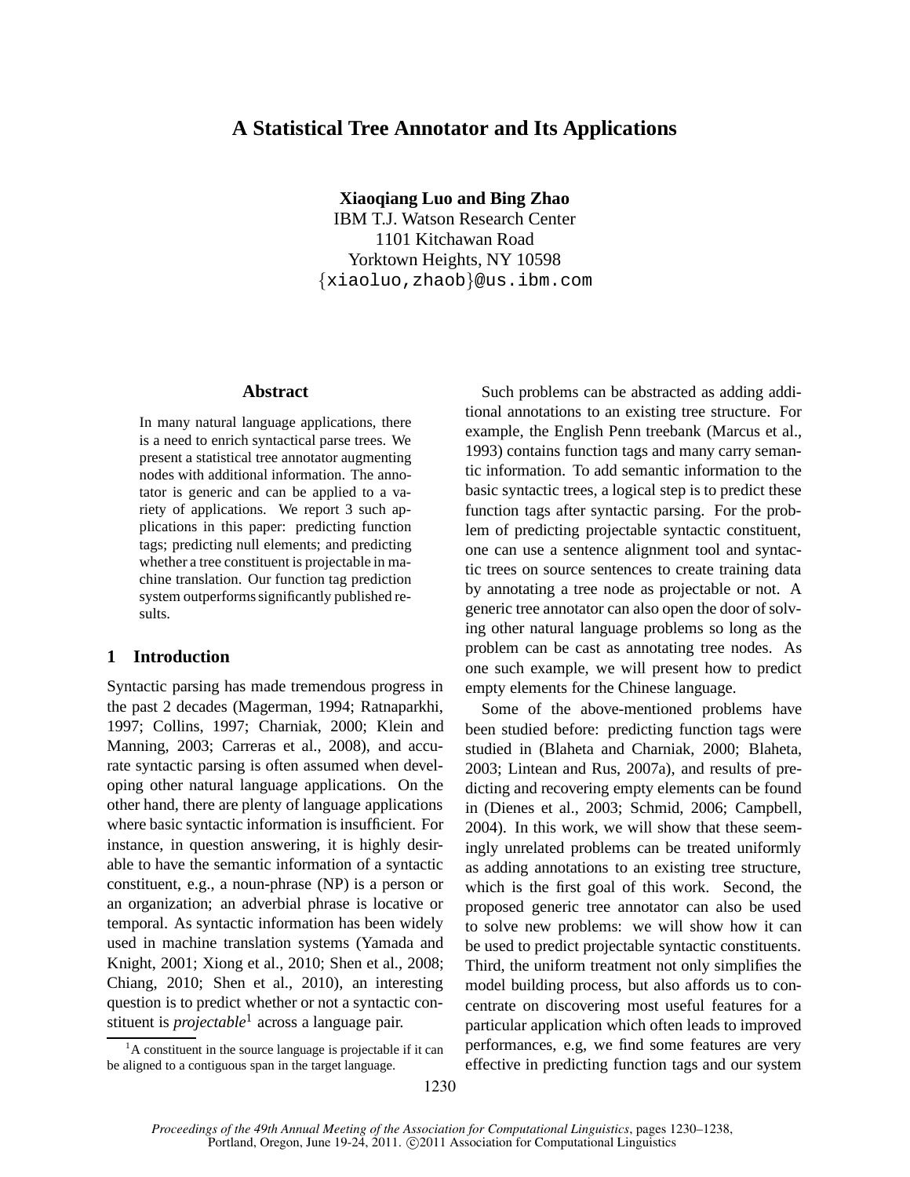# A Statistical Tree Annotator and Its Applications

**Xiaoqiang Luo and Bing Zhao**
IBM T.J. Watson Research Center
1101 Kitchawan Road
Yorktown Heights, NY 10598
{xiaoluo,zhaob}@us.ibm.com

## Abstract

In many natural language applications, there is a need to enrich syntactical parse trees. We present a statistical tree annotator augmenting nodes with additional information. The annotator is generic and can be applied to a variety of applications. We report 3 such applications in this paper: predicting function tags; predicting null elements; and predicting whether a tree constituent is projectable in machine translation. Our function tag prediction system outperforms significantly published results.

## 1 Introduction

Syntactic parsing has made tremendous progress in the past 2 decades (Magerman, 1994; Ratnaparkhi, 1997; Collins, 1997; Charniak, 2000; Klein and Manning, 2003; Carreras et al., 2008), and accurate syntactic parsing is often assumed when developing other natural language applications. On the other hand, there are plenty of language applications where basic syntactic information is insufficient. For instance, in question answering, it is highly desirable to have the semantic information of a syntactic constituent, e.g., a noun-phrase (NP) is a person or an organization; an adverbial phrase is locative or temporal. As syntactic information has been widely used in machine translation systems (Yamada and Knight, 2001; Xiong et al., 2010; Shen et al., 2008; Chiang, 2010; Shen et al., 2010), an interesting question is to predict whether or not a syntactic constituent is *projectable*[1] across a language pair.

Such problems can be abstracted as adding additional annotations to an existing tree structure. For example, the English Penn treebank (Marcus et al., 1993) contains function tags and many carry semantic information. To add semantic information to the basic syntactic trees, a logical step is to predict these function tags after syntactic parsing. For the problem of predicting projectable syntactic constituent, one can use a sentence alignment tool and syntactic trees on source sentences to create training data by annotating a tree node as projectable or not. A generic tree annotator can also open the door of solving other natural language problems so long as the problem can be cast as annotating tree nodes. As one such example, we will present how to predict empty elements for the Chinese language.

Some of the above-mentioned problems have been studied before: predicting function tags were studied in (Blaheta and Charniak, 2000; Blaheta, 2003; Lintean and Rus, 2007a), and results of predicting and recovering empty elements can be found in (Dienes et al., 2003; Schmid, 2006; Campbell, 2004). In this work, we will show that these seemingly unrelated problems can be treated uniformly as adding annotations to an existing tree structure, which is the first goal of this work. Second, the proposed generic tree annotator can also be used to solve new problems: we will show how it can be used to predict projectable syntactic constituents. Third, the uniform treatment not only simplifies the model building process, but also affords us to concentrate on discovering most useful features for a particular application which often leads to improved performances, e.g, we find some features are very effective in predicting function tags and our system

[1] A constituent in the source language is projectable if it can be aligned to a contiguous span in the target language.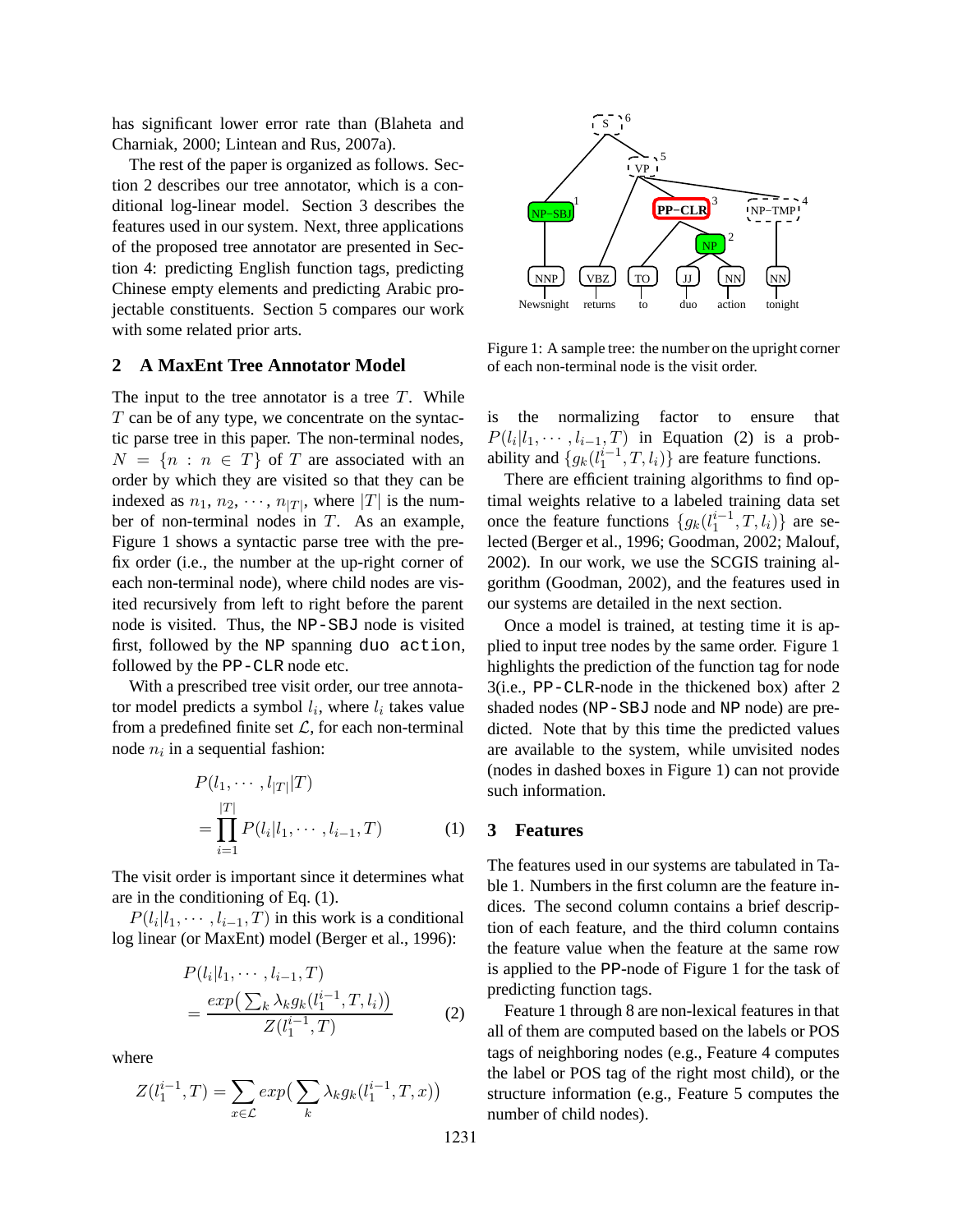has significant lower error rate than (Blaheta and Charniak, 2000; Lintean and Rus, 2007a).

The rest of the paper is organized as follows. Section 2 describes our tree annotator, which is a conditional log-linear model. Section 3 describes the features used in our system. Next, three applications of the proposed tree annotator are presented in Section 4: predicting English function tags, predicting Chinese empty elements and predicting Arabic projectable constituents. Section 5 compares our work with some related prior arts.

## 2 A MaxEnt Tree Annotator Model

The input to the tree annotator is a tree $T$. While $T$ can be of any type, we concentrate on the syntactic parse tree in this paper. The non-terminal nodes, $N = \{n : n \in T\}$ of $T$ are associated with an order by which they are visited so that they can be indexed as $n_1, n_2, \cdots, n_{|T|}$, where $|T|$ is the number of non-terminal nodes in $T$. As an example, Figure 1 shows a syntactic parse tree with the prefix order (i.e., the number at the up-right corner of each non-terminal node), where child nodes are visited recursively from left to right before the parent node is visited. Thus, the NP-SBJ node is visited first, followed by the NP spanning duo action, followed by the PP-CLR node etc.

With a prescribed tree visit order, our tree annotator model predicts a symbol $l_i$, where $l_i$ takes value from a predefined finite set $\mathcal{L}$, for each non-terminal node $n_i$ in a sequential fashion:

$$P(l_1, \cdots, l_{|T|}|T) = \prod_{i=1}^{|T|} P(l_i|l_1, \cdots, l_{i-1}, T) \quad (1)$$

The visit order is important since it determines what are in the conditioning of Eq. (1).

$P(l_i|l_1, \cdots, l_{i-1}, T)$ in this work is a conditional log linear (or MaxEnt) model (Berger et al., 1996):

$$P(l_i|l_1, \cdots, l_{i-1}, T) = \frac{exp\big(\sum_k \lambda_k g_k(l_1^{i-1}, T, l_i)\big)}{Z(l_1^{i-1}, T)} \quad (2)$$

where

$$Z(l_1^{i-1}, T) = \sum_{x \in \mathcal{L}} exp\big(\sum_k \lambda_k g_k(l_1^{i-1}, T, x)\big)$$

Figure 1: A sample tree: the number on the upright corner of each non-terminal node is the visit order.

is the normalizing factor to ensure that $P(l_i|l_1, \cdots, l_{i-1}, T)$ in Equation (2) is a probability and $\{g_k(l_1^{i-1}, T, l_i)\}$ are feature functions.

There are efficient training algorithms to find optimal weights relative to a labeled training data set once the feature functions $\{g_k(l_1^{i-1}, T, l_i)\}$ are selected (Berger et al., 1996; Goodman, 2002; Malouf, 2002). In our work, we use the SCGIS training algorithm (Goodman, 2002), and the features used in our systems are detailed in the next section.

Once a model is trained, at testing time it is applied to input tree nodes by the same order. Figure 1 highlights the prediction of the function tag for node 3(i.e., PP-CLR-node in the thickened box) after 2 shaded nodes (NP-SBJ node and NP node) are predicted. Note that by this time the predicted values are available to the system, while unvisited nodes (nodes in dashed boxes in Figure 1) can not provide such information.

## 3 Features

The features used in our systems are tabulated in Table 1. Numbers in the first column are the feature indices. The second column contains a brief description of each feature, and the third column contains the feature value when the feature at the same row is applied to the PP-node of Figure 1 for the task of predicting function tags.

Feature 1 through 8 are non-lexical features in that all of them are computed based on the labels or POS tags of neighboring nodes (e.g., Feature 4 computes the label or POS tag of the right most child), or the structure information (e.g., Feature 5 computes the number of child nodes).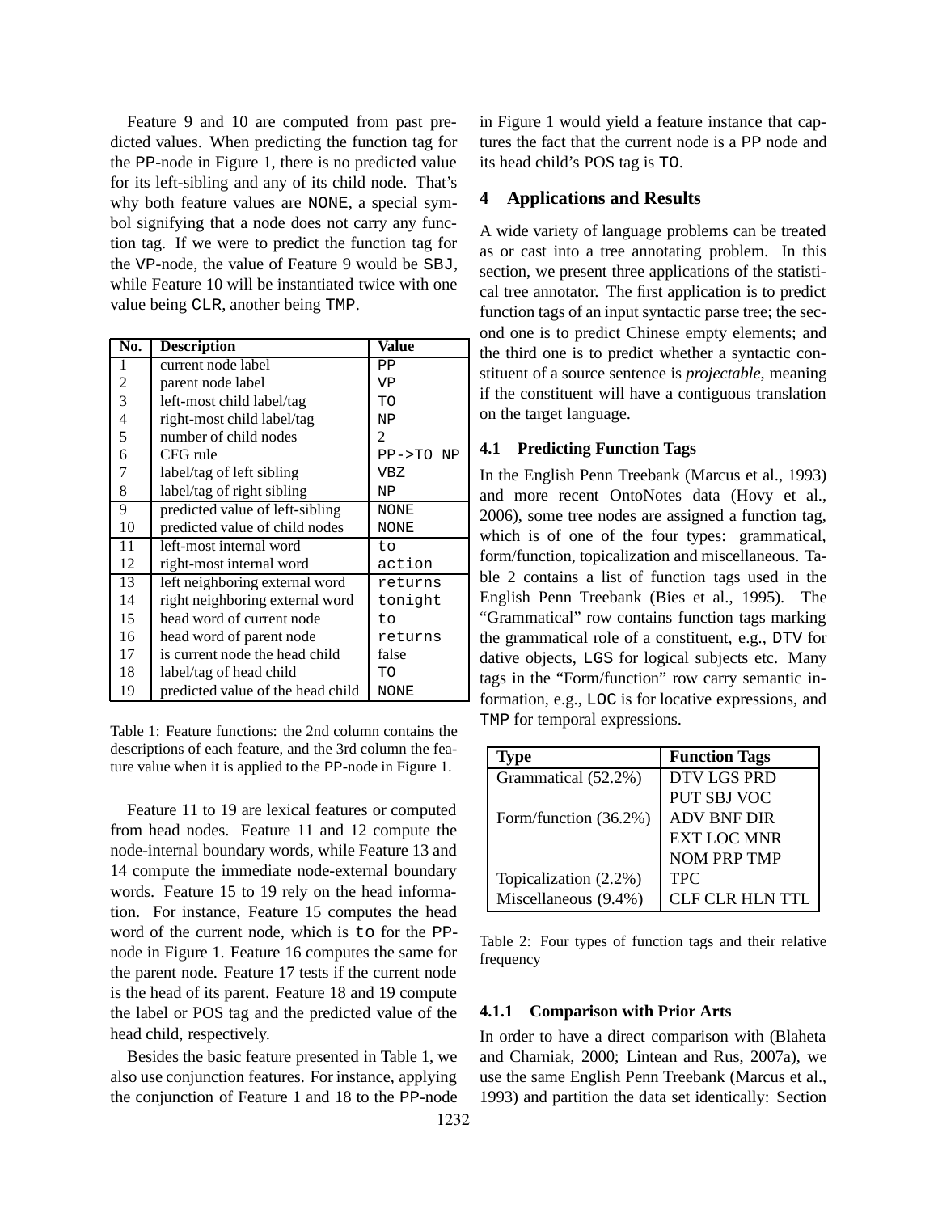Feature 9 and 10 are computed from past predicted values. When predicting the function tag for the PP-node in Figure 1, there is no predicted value for its left-sibling and any of its child node. That's why both feature values are NONE, a special symbol signifying that a node does not carry any function tag. If we were to predict the function tag for the VP-node, the value of Feature 9 would be SBJ, while Feature 10 will be instantiated twice with one value being CLR, another being TMP.

| No. | Description | Value |
|---|---|---|
| 1 | current node label | PP |
| 2 | parent node label | VP |
| 3 | left-most child label/tag | TO |
| 4 | right-most child label/tag | NP |
| 5 | number of child nodes | 2 |
| 6 | CFG rule | PP->TO NP |
| 7 | label/tag of left sibling | VBZ |
| 8 | label/tag of right sibling | NP |
| 9 | predicted value of left-sibling | NONE |
| 10 | predicted value of child nodes | NONE |
| 11 | left-most internal word | to |
| 12 | right-most internal word | action |
| 13 | left neighboring external word | returns |
| 14 | right neighboring external word | tonight |
| 15 | head word of current node | to |
| 16 | head word of parent node | returns |
| 17 | is current node the head child | false |
| 18 | label/tag of head child | TO |
| 19 | predicted value of the head child | NONE |

Table 1: Feature functions: the 2nd column contains the descriptions of each feature, and the 3rd column the feature value when it is applied to the PP-node in Figure 1.

Feature 11 to 19 are lexical features or computed from head nodes. Feature 11 and 12 compute the node-internal boundary words, while Feature 13 and 14 compute the immediate node-external boundary words. Feature 15 to 19 rely on the head information. For instance, Feature 15 computes the head word of the current node, which is to for the PP-node in Figure 1. Feature 16 computes the same for the parent node. Feature 17 tests if the current node is the head of its parent. Feature 18 and 19 compute the label or POS tag and the predicted value of the head child, respectively.

Besides the basic feature presented in Table 1, we also use conjunction features. For instance, applying the conjunction of Feature 1 and 18 to the PP-node in Figure 1 would yield a feature instance that captures the fact that the current node is a PP node and its head child's POS tag is TO.

## 4 Applications and Results

A wide variety of language problems can be treated as or cast into a tree annotating problem. In this section, we present three applications of the statistical tree annotator. The first application is to predict function tags of an input syntactic parse tree; the second one is to predict Chinese empty elements; and the third one is to predict whether a syntactic constituent of a source sentence is *projectable*, meaning if the constituent will have a contiguous translation on the target language.

### 4.1 Predicting Function Tags

In the English Penn Treebank (Marcus et al., 1993) and more recent OntoNotes data (Hovy et al., 2006), some tree nodes are assigned a function tag, which is of one of the four types: grammatical, form/function, topicalization and miscellaneous. Table 2 contains a list of function tags used in the English Penn Treebank (Bies et al., 1995). The "Grammatical" row contains function tags marking the grammatical role of a constituent, e.g., DTV for dative objects, LGS for logical subjects etc. Many tags in the "Form/function" row carry semantic information, e.g., LOC is for locative expressions, and TMP for temporal expressions.

| Type | Function Tags |
|---|---|
| Grammatical (52.2%) | DTV LGS PRD |
| | PUT SBJ VOC |
| Form/function (36.2%) | ADV BNF DIR |
| | EXT LOC MNR |
| | NOM PRP TMP |
| Topicalization (2.2%) | TPC |
| Miscellaneous (9.4%) | CLF CLR HLN TTL |

Table 2: Four types of function tags and their relative frequency

#### 4.1.1 Comparison with Prior Arts

In order to have a direct comparison with (Blaheta and Charniak, 2000; Lintean and Rus, 2007a), we use the same English Penn Treebank (Marcus et al., 1993) and partition the data set identically: Section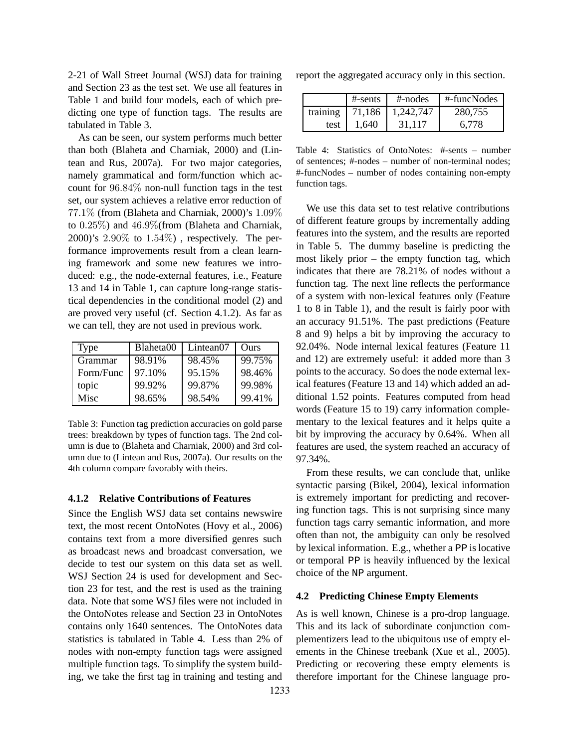2-21 of Wall Street Journal (WSJ) data for training and Section 23 as the test set. We use all features in Table 1 and build four models, each of which predicting one type of function tags. The results are tabulated in Table 3.

As can be seen, our system performs much better than both (Blaheta and Charniak, 2000) and (Lintean and Rus, 2007a). For two major categories, namely grammatical and form/function which account for $96.84\%$ non-null function tags in the test set, our system achieves a relative error reduction of $77.1\%$ (from (Blaheta and Charniak, 2000)'s $1.09\%$ to $0.25\%$) and $46.9\%$(from (Blaheta and Charniak, 2000)'s $2.90\%$ to $1.54\%$) , respectively. The performance improvements result from a clean learning framework and some new features we introduced: e.g., the node-external features, i.e., Feature 13 and 14 in Table 1, can capture long-range statistical dependencies in the conditional model (2) and are proved very useful (cf. Section 4.1.2). As far as we can tell, they are not used in previous work.

| Type | Blaheta00 | Lintean07 | Ours |
|---|---|---|---|
| Grammar | 98.91% | 98.45% | 99.75% |
| Form/Func | 97.10% | 95.15% | 98.46% |
| topic | 99.92% | 99.87% | 99.98% |
| Misc | 98.65% | 98.54% | 99.41% |

Table 3: Function tag prediction accuracies on gold parse trees: breakdown by types of function tags. The 2nd column is due to (Blaheta and Charniak, 2000) and 3rd column due to (Lintean and Rus, 2007a). Our results on the 4th column compare favorably with theirs.

#### 4.1.2 Relative Contributions of Features

Since the English WSJ data set contains newswire text, the most recent OntoNotes (Hovy et al., 2006) contains text from a more diversified genres such as broadcast news and broadcast conversation, we decide to test our system on this data set as well. WSJ Section 24 is used for development and Section 23 for test, and the rest is used as the training data. Note that some WSJ files were not included in the OntoNotes release and Section 23 in OntoNotes contains only 1640 sentences. The OntoNotes data statistics is tabulated in Table 4. Less than 2% of nodes with non-empty function tags were assigned multiple function tags. To simplify the system building, we take the first tag in training and testing and report the aggregated accuracy only in this section.

| | #-sents | #-nodes | #-funcNodes |
|---|---|---|---|
| training | 71,186 | 1,242,747 | 280,755 |
| test | 1,640 | 31,117 | 6,778 |

Table 4: Statistics of OntoNotes: #-sents – number of sentences; #-nodes – number of non-terminal nodes; #-funcNodes – number of nodes containing non-empty function tags.

We use this data set to test relative contributions of different feature groups by incrementally adding features into the system, and the results are reported in Table 5. The dummy baseline is predicting the most likely prior – the empty function tag, which indicates that there are 78.21% of nodes without a function tag. The next line reflects the performance of a system with non-lexical features only (Feature 1 to 8 in Table 1), and the result is fairly poor with an accuracy 91.51%. The past predictions (Feature 8 and 9) helps a bit by improving the accuracy to 92.04%. Node internal lexical features (Feature 11 and 12) are extremely useful: it added more than 3 points to the accuracy. So does the node external lexical features (Feature 13 and 14) which added an additional 1.52 points. Features computed from head words (Feature 15 to 19) carry information complementary to the lexical features and it helps quite a bit by improving the accuracy by 0.64%. When all features are used, the system reached an accuracy of 97.34%.

From these results, we can conclude that, unlike syntactic parsing (Bikel, 2004), lexical information is extremely important for predicting and recovering function tags. This is not surprising since many function tags carry semantic information, and more often than not, the ambiguity can only be resolved by lexical information. E.g., whether a PP is locative or temporal PP is heavily influenced by the lexical choice of the NP argument.

### 4.2 Predicting Chinese Empty Elements

As is well known, Chinese is a pro-drop language. This and its lack of subordinate conjunction complementizers lead to the ubiquitous use of empty elements in the Chinese treebank (Xue et al., 2005). Predicting or recovering these empty elements is therefore important for the Chinese language pro-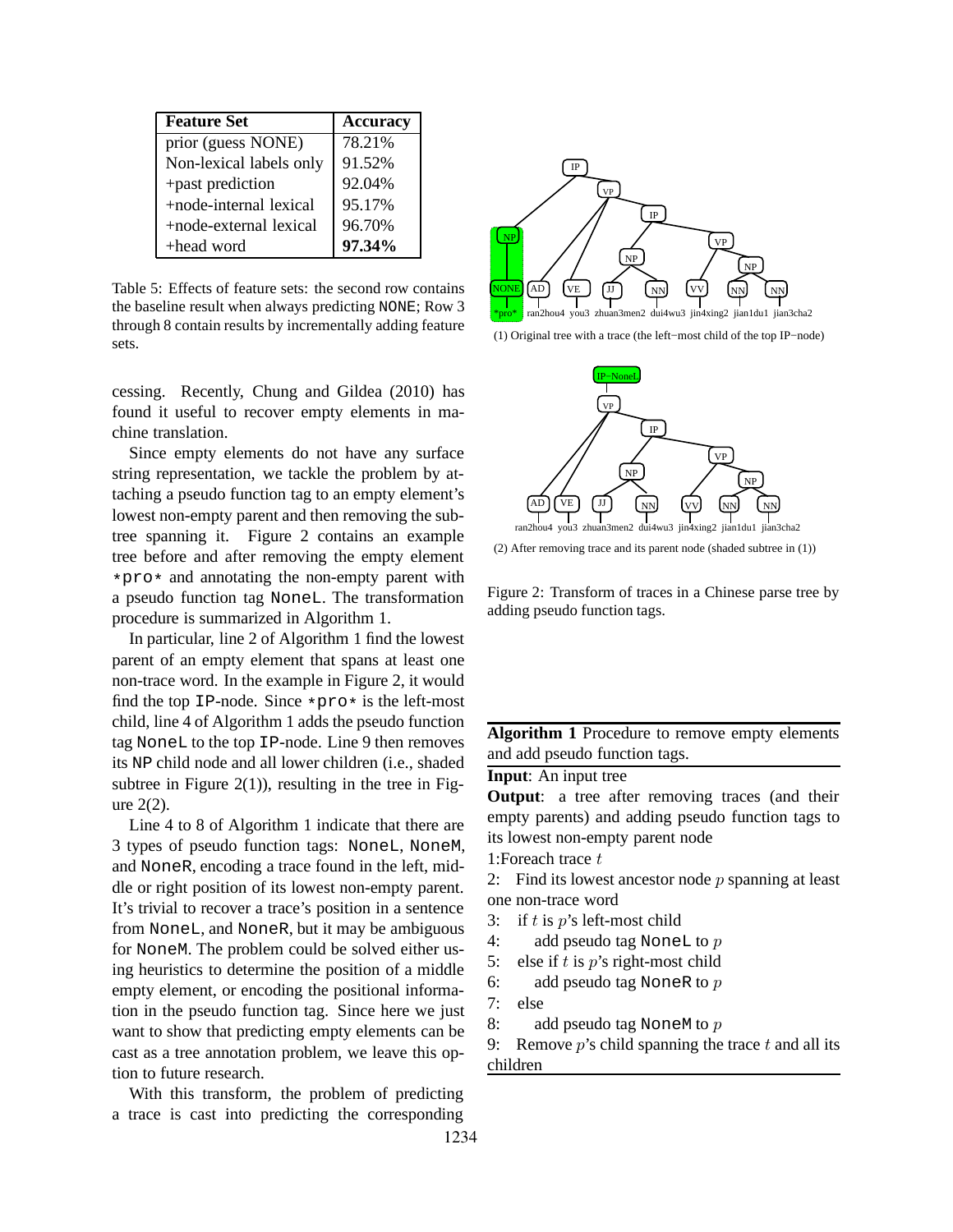| Feature Set | Accuracy |
|---|---|
| prior (guess NONE) | 78.21% |
| Non-lexical labels only | 91.52% |
| +past prediction | 92.04% |
| +node-internal lexical | 95.17% |
| +node-external lexical | 96.70% |
| +head word | **97.34%** |

Table 5: Effects of feature sets: the second row contains the baseline result when always predicting NONE; Row 3 through 8 contain results by incrementally adding feature sets.

cessing. Recently, Chung and Gildea (2010) has found it useful to recover empty elements in machine translation.

Since empty elements do not have any surface string representation, we tackle the problem by attaching a pseudo function tag to an empty element's lowest non-empty parent and then removing the subtree spanning it. Figure 2 contains an example tree before and after removing the empty element *pro* and annotating the non-empty parent with a pseudo function tag NoneL. The transformation procedure is summarized in Algorithm 1.

In particular, line 2 of Algorithm 1 find the lowest parent of an empty element that spans at least one non-trace word. In the example in Figure 2, it would find the top IP-node. Since *pro* is the left-most child, line 4 of Algorithm 1 adds the pseudo function tag NoneL to the top IP-node. Line 9 then removes its NP child node and all lower children (i.e., shaded subtree in Figure 2(1)), resulting in the tree in Figure 2(2).

Line 4 to 8 of Algorithm 1 indicate that there are 3 types of pseudo function tags: NoneL, NoneM, and NoneR, encoding a trace found in the left, middle or right position of its lowest non-empty parent. It's trivial to recover a trace's position in a sentence from NoneL, and NoneR, but it may be ambiguous for NoneM. The problem could be solved either using heuristics to determine the position of a middle empty element, or encoding the positional information in the pseudo function tag. Since here we just want to show that predicting empty elements can be cast as a tree annotation problem, we leave this option to future research.

With this transform, the problem of predicting a trace is cast into predicting the corresponding

IP
VP
IP
NP
VP
NP
NP
NONE AD VE JJ NN VV NN NN
*pro* ran2hou4 you3 zhuan3men2 dui4wu3 jin4xing2 jian1du1 jian3cha2

(1) Original tree with a trace (the left−most child of the top IP−node)

IP−NoneL
VP
IP
NP
VP
NP
AD VE JJ NN VV NN NN
ran2hou4 you3 zhuan3men2 dui4wu3 jin4xing2 jian1du1 jian3cha2

(2) After removing trace and its parent node (shaded subtree in (1))

Figure 2: Transform of traces in a Chinese parse tree by adding pseudo function tags.

**Algorithm 1** Procedure to remove empty elements and add pseudo function tags.

**Input**: An input tree

**Output**: a tree after removing traces (and their empty parents) and adding pseudo function tags to its lowest non-empty parent node

1:Foreach trace $t$

2: Find its lowest ancestor node $p$ spanning at least one non-trace word

3: if $t$ is $p$'s left-most child

4: add pseudo tag NoneL to $p$

5: else if $t$ is $p$'s right-most child

6: add pseudo tag NoneR to $p$

7: else

8: add pseudo tag NoneM to $p$

9: Remove $p$'s child spanning the trace $t$ and all its children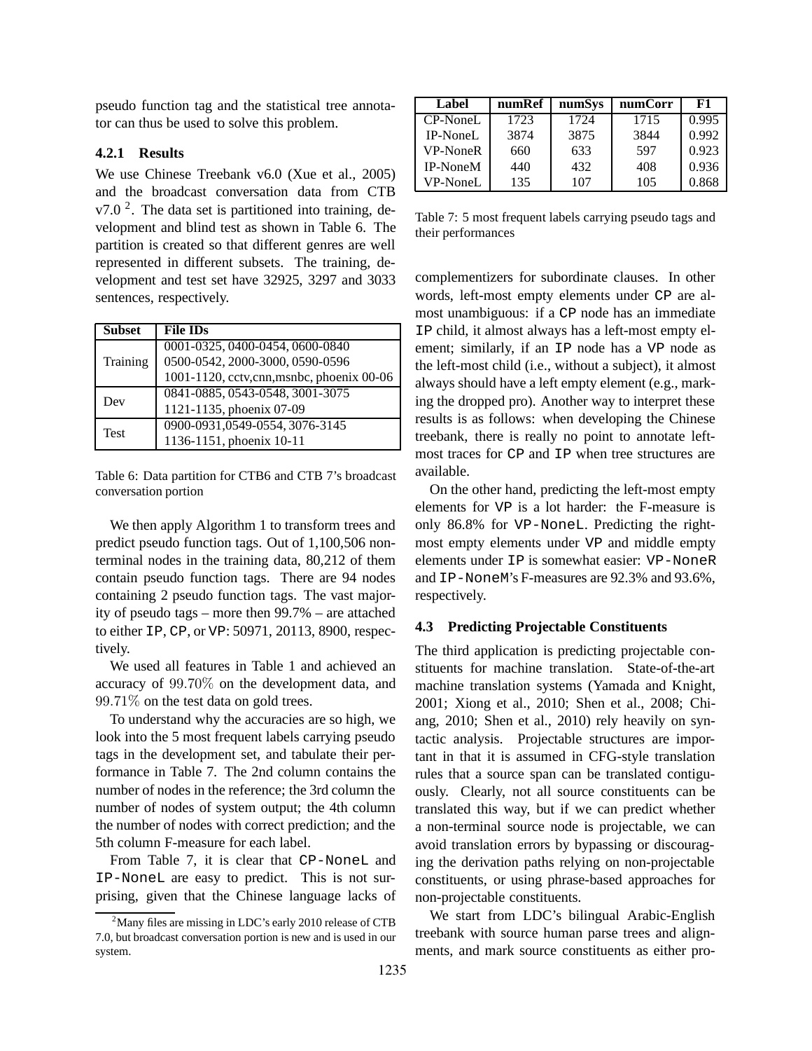pseudo function tag and the statistical tree annotator can thus be used to solve this problem.

#### 4.2.1 Results

We use Chinese Treebank v6.0 (Xue et al., 2005) and the broadcast conversation data from CTB v7.0 [2]. The data set is partitioned into training, development and blind test as shown in Table 6. The partition is created so that different genres are well represented in different subsets. The training, development and test set have 32925, 3297 and 3033 sentences, respectively.

| Subset | File IDs |
|---|---|
| Training | 0001-0325, 0400-0454, 0600-0840<br>0500-0542, 2000-3000, 0590-0596<br>1001-1120, cctv,cnn,msnbc, phoenix 00-06 |
| Dev | 0841-0885, 0543-0548, 3001-3075<br>1121-1135, phoenix 07-09 |
| Test | 0900-0931,0549-0554, 3076-3145<br>1136-1151, phoenix 10-11 |

Table 6: Data partition for CTB6 and CTB 7's broadcast conversation portion

We then apply Algorithm 1 to transform trees and predict pseudo function tags. Out of 1,100,506 non-terminal nodes in the training data, 80,212 of them contain pseudo function tags. There are 94 nodes containing 2 pseudo function tags. The vast majority of pseudo tags – more then 99.7% – are attached to either IP, CP, or VP: 50971, 20113, 8900, respectively.

We used all features in Table 1 and achieved an accuracy of $99.70\%$ on the development data, and $99.71\%$ on the test data on gold trees.

To understand why the accuracies are so high, we look into the 5 most frequent labels carrying pseudo tags in the development set, and tabulate their performance in Table 7. The 2nd column contains the number of nodes in the reference; the 3rd column the number of nodes of system output; the 4th column the number of nodes with correct prediction; and the 5th column F-measure for each label.

From Table 7, it is clear that CP-NoneL and IP-NoneL are easy to predict. This is not surprising, given that the Chinese language lacks of complementizers for subordinate clauses. In other words, left-most empty elements under CP are almost unambiguous: if a CP node has an immediate IP child, it almost always has a left-most empty element; similarly, if an IP node has a VP node as the left-most child (i.e., without a subject), it almost always should have a left empty element (e.g., marking the dropped pro). Another way to interpret these results is as follows: when developing the Chinese treebank, there is really no point to annotate left-most traces for CP and IP when tree structures are available.

| Label | numRef | numSys | numCorr | F1 |
|---|---|---|---|---|
| CP-NoneL | 1723 | 1724 | 1715 | 0.995 |
| IP-NoneL | 3874 | 3875 | 3844 | 0.992 |
| VP-NoneR | 660 | 633 | 597 | 0.923 |
| IP-NoneM | 440 | 432 | 408 | 0.936 |
| VP-NoneL | 135 | 107 | 105 | 0.868 |

Table 7: 5 most frequent labels carrying pseudo tags and their performances

On the other hand, predicting the left-most empty elements for VP is a lot harder: the F-measure is only 86.8% for VP-NoneL. Predicting the right-most empty elements under VP and middle empty elements under IP is somewhat easier: VP-NoneR and IP-NoneM's F-measures are 92.3% and 93.6%, respectively.

### 4.3 Predicting Projectable Constituents

The third application is predicting projectable constituents for machine translation. State-of-the-art machine translation systems (Yamada and Knight, 2001; Xiong et al., 2010; Shen et al., 2008; Chiang, 2010; Shen et al., 2010) rely heavily on syntactic analysis. Projectable structures are important in that it is assumed in CFG-style translation rules that a source span can be translated contiguously. Clearly, not all source constituents can be translated this way, but if we can predict whether a non-terminal source node is projectable, we can avoid translation errors by bypassing or discouraging the derivation paths relying on non-projectable constituents, or using phrase-based approaches for non-projectable constituents.

We start from LDC's bilingual Arabic-English treebank with source human parse trees and alignments, and mark source constituents as either pro-

[2] Many files are missing in LDC's early 2010 release of CTB 7.0, but broadcast conversation portion is new and is used in our system.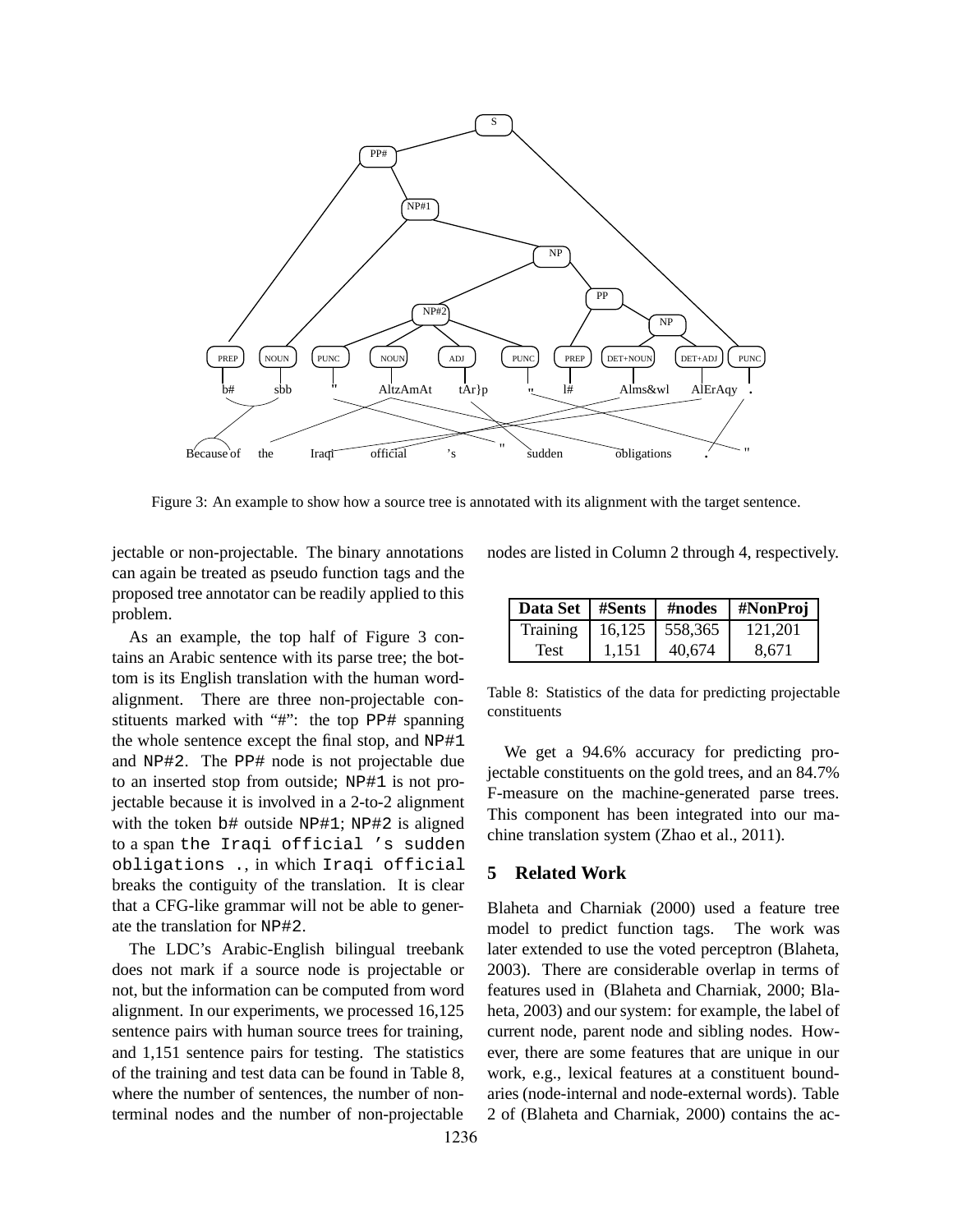Figure 3: An example to show how a source tree is annotated with its alignment with the target sentence.

jectable or non-projectable. The binary annotations can again be treated as pseudo function tags and the proposed tree annotator can be readily applied to this problem.

As an example, the top half of Figure 3 contains an Arabic sentence with its parse tree; the bottom is its English translation with the human word-alignment. There are three non-projectable constituents marked with "#": the top PP# spanning the whole sentence except the final stop, and NP#1 and NP#2. The PP# node is not projectable due to an inserted stop from outside; NP#1 is not projectable because it is involved in a 2-to-2 alignment with the token b# outside NP#1; NP#2 is aligned to a span `the Iraqi official 's sudden obligations .`, in which `Iraqi official` breaks the contiguity of the translation. It is clear that a CFG-like grammar will not be able to generate the translation for NP#2.

The LDC's Arabic-English bilingual treebank does not mark if a source node is projectable or not, but the information can be computed from word alignment. In our experiments, we processed 16,125 sentence pairs with human source trees for training, and 1,151 sentence pairs for testing. The statistics of the training and test data can be found in Table 8, where the number of sentences, the number of non-terminal nodes and the number of non-projectable nodes are listed in Column 2 through 4, respectively.

| **Data Set** | **#Sents** | **#nodes** | **#NonProj** |
|---|---|---|---|
| Training | 16,125 | 558,365 | 121,201 |
| Test | 1,151 | 40,674 | 8,671 |

Table 8: Statistics of the data for predicting projectable constituents

We get a 94.6% accuracy for predicting projectable constituents on the gold trees, and an 84.7% F-measure on the machine-generated parse trees. This component has been integrated into our machine translation system (Zhao et al., 2011).

## 5 Related Work

Blaheta and Charniak (2000) used a feature tree model to predict function tags. The work was later extended to use the voted perceptron (Blaheta, 2003). There are considerable overlap in terms of features used in (Blaheta and Charniak, 2000; Blaheta, 2003) and our system: for example, the label of current node, parent node and sibling nodes. However, there are some features that are unique in our work, e.g., lexical features at a constituent boundaries (node-internal and node-external words). Table 2 of (Blaheta and Charniak, 2000) contains the ac-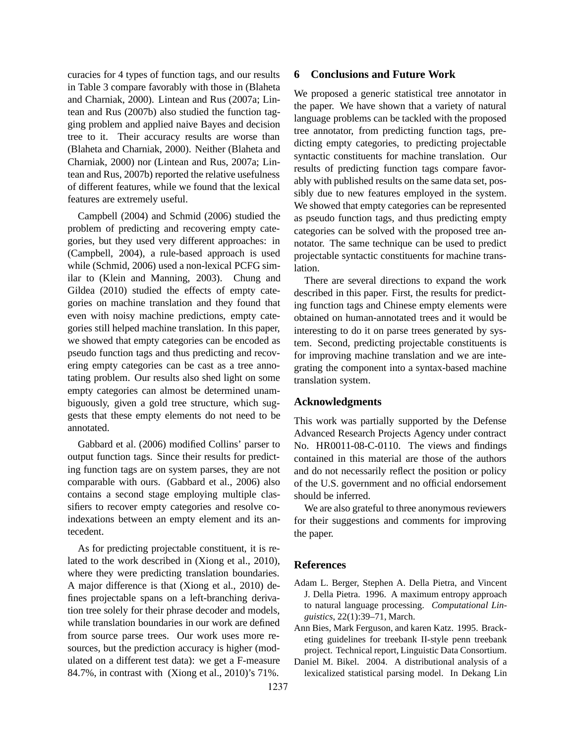curacies for 4 types of function tags, and our results in Table 3 compare favorably with those in (Blaheta and Charniak, 2000). Lintean and Rus (2007a; Lintean and Rus (2007b) also studied the function tagging problem and applied naive Bayes and decision tree to it. Their accuracy results are worse than (Blaheta and Charniak, 2000). Neither (Blaheta and Charniak, 2000) nor (Lintean and Rus, 2007a; Lintean and Rus, 2007b) reported the relative usefulness of different features, while we found that the lexical features are extremely useful.

Campbell (2004) and Schmid (2006) studied the problem of predicting and recovering empty categories, but they used very different approaches: in (Campbell, 2004), a rule-based approach is used while (Schmid, 2006) used a non-lexical PCFG similar to (Klein and Manning, 2003). Chung and Gildea (2010) studied the effects of empty categories on machine translation and they found that even with noisy machine predictions, empty categories still helped machine translation. In this paper, we showed that empty categories can be encoded as pseudo function tags and thus predicting and recovering empty categories can be cast as a tree annotating problem. Our results also shed light on some empty categories can almost be determined unambiguously, given a gold tree structure, which suggests that these empty elements do not need to be annotated.

Gabbard et al. (2006) modified Collins' parser to output function tags. Since their results for predicting function tags are on system parses, they are not comparable with ours. (Gabbard et al., 2006) also contains a second stage employing multiple classifiers to recover empty categories and resolve coindexations between an empty element and its antecedent.

As for predicting projectable constituent, it is related to the work described in (Xiong et al., 2010), where they were predicting translation boundaries. A major difference is that (Xiong et al., 2010) defines projectable spans on a left-branching derivation tree solely for their phrase decoder and models, while translation boundaries in our work are defined from source parse trees. Our work uses more resources, but the prediction accuracy is higher (modulated on a different test data): we get a F-measure 84.7%, in contrast with (Xiong et al., 2010)'s 71%.

## 6 Conclusions and Future Work

We proposed a generic statistical tree annotator in the paper. We have shown that a variety of natural language problems can be tackled with the proposed tree annotator, from predicting function tags, predicting empty categories, to predicting projectable syntactic constituents for machine translation. Our results of predicting function tags compare favorably with published results on the same data set, possibly due to new features employed in the system. We showed that empty categories can be represented as pseudo function tags, and thus predicting empty categories can be solved with the proposed tree annotator. The same technique can be used to predict projectable syntactic constituents for machine translation.

There are several directions to expand the work described in this paper. First, the results for predicting function tags and Chinese empty elements were obtained on human-annotated trees and it would be interesting to do it on parse trees generated by system. Second, predicting projectable constituents is for improving machine translation and we are integrating the component into a syntax-based machine translation system.

## Acknowledgments

This work was partially supported by the Defense Advanced Research Projects Agency under contract No. HR0011-08-C-0110. The views and findings contained in this material are those of the authors and do not necessarily reflect the position or policy of the U.S. government and no official endorsement should be inferred.

We are also grateful to three anonymous reviewers for their suggestions and comments for improving the paper.

## References

Adam L. Berger, Stephen A. Della Pietra, and Vincent J. Della Pietra. 1996. A maximum entropy approach to natural language processing. *Computational Linguistics*, 22(1):39–71, March.

Ann Bies, Mark Ferguson, and karen Katz. 1995. Bracketing guidelines for treebank II-style penn treebank project. Technical report, Linguistic Data Consortium.

Daniel M. Bikel. 2004. A distributional analysis of a lexicalized statistical parsing model. In Dekang Lin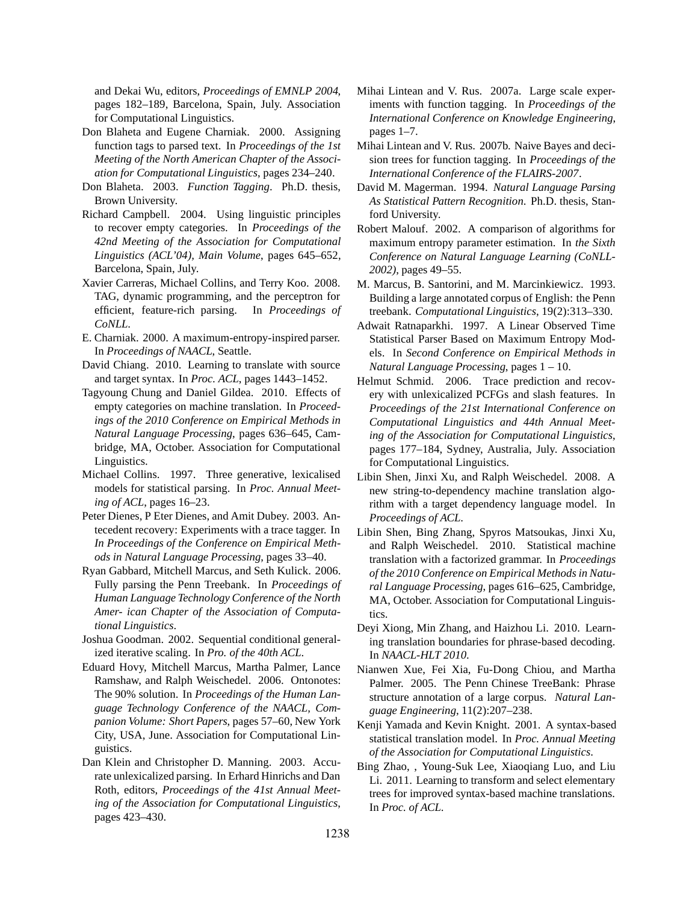and Dekai Wu, editors, *Proceedings of EMNLP 2004*, pages 182–189, Barcelona, Spain, July. Association for Computational Linguistics.

Don Blaheta and Eugene Charniak. 2000. Assigning function tags to parsed text. In *Proceedings of the 1st Meeting of the North American Chapter of the Association for Computational Linguistics*, pages 234–240.

Don Blaheta. 2003. *Function Tagging*. Ph.D. thesis, Brown University.

Richard Campbell. 2004. Using linguistic principles to recover empty categories. In *Proceedings of the 42nd Meeting of the Association for Computational Linguistics (ACL'04), Main Volume*, pages 645–652, Barcelona, Spain, July.

Xavier Carreras, Michael Collins, and Terry Koo. 2008. TAG, dynamic programming, and the perceptron for efficient, feature-rich parsing. In *Proceedings of CoNLL*.

E. Charniak. 2000. A maximum-entropy-inspired parser. In *Proceedings of NAACL*, Seattle.

David Chiang. 2010. Learning to translate with source and target syntax. In *Proc. ACL*, pages 1443–1452.

Tagyoung Chung and Daniel Gildea. 2010. Effects of empty categories on machine translation. In *Proceedings of the 2010 Conference on Empirical Methods in Natural Language Processing*, pages 636–645, Cambridge, MA, October. Association for Computational Linguistics.

Michael Collins. 1997. Three generative, lexicalised models for statistical parsing. In *Proc. Annual Meeting of ACL*, pages 16–23.

Peter Dienes, P Eter Dienes, and Amit Dubey. 2003. Antecedent recovery: Experiments with a trace tagger. In *In Proceedings of the Conference on Empirical Methods in Natural Language Processing*, pages 33–40.

Ryan Gabbard, Mitchell Marcus, and Seth Kulick. 2006. Fully parsing the Penn Treebank. In *Proceedings of Human Language Technology Conference of the North Amer- ican Chapter of the Association of Computational Linguistics*.

Joshua Goodman. 2002. Sequential conditional generalized iterative scaling. In *Pro. of the 40th ACL*.

Eduard Hovy, Mitchell Marcus, Martha Palmer, Lance Ramshaw, and Ralph Weischedel. 2006. Ontonotes: The 90% solution. In *Proceedings of the Human Language Technology Conference of the NAACL, Companion Volume: Short Papers*, pages 57–60, New York City, USA, June. Association for Computational Linguistics.

Dan Klein and Christopher D. Manning. 2003. Accurate unlexicalized parsing. In Erhard Hinrichs and Dan Roth, editors, *Proceedings of the 41st Annual Meeting of the Association for Computational Linguistics*, pages 423–430.

Mihai Lintean and V. Rus. 2007a. Large scale experiments with function tagging. In *Proceedings of the International Conference on Knowledge Engineering*, pages 1–7.

Mihai Lintean and V. Rus. 2007b. Naive Bayes and decision trees for function tagging. In *Proceedings of the International Conference of the FLAIRS-2007*.

David M. Magerman. 1994. *Natural Language Parsing As Statistical Pattern Recognition*. Ph.D. thesis, Stanford University.

Robert Malouf. 2002. A comparison of algorithms for maximum entropy parameter estimation. In *the Sixth Conference on Natural Language Learning (CoNLL-2002)*, pages 49–55.

M. Marcus, B. Santorini, and M. Marcinkiewicz. 1993. Building a large annotated corpus of English: the Penn treebank. *Computational Linguistics*, 19(2):313–330.

Adwait Ratnaparkhi. 1997. A Linear Observed Time Statistical Parser Based on Maximum Entropy Models. In *Second Conference on Empirical Methods in Natural Language Processing*, pages 1 – 10.

Helmut Schmid. 2006. Trace prediction and recovery with unlexicalized PCFGs and slash features. In *Proceedings of the 21st International Conference on Computational Linguistics and 44th Annual Meeting of the Association for Computational Linguistics*, pages 177–184, Sydney, Australia, July. Association for Computational Linguistics.

Libin Shen, Jinxi Xu, and Ralph Weischedel. 2008. A new string-to-dependency machine translation algorithm with a target dependency language model. In *Proceedings of ACL*.

Libin Shen, Bing Zhang, Spyros Matsoukas, Jinxi Xu, and Ralph Weischedel. 2010. Statistical machine translation with a factorized grammar. In *Proceedings of the 2010 Conference on Empirical Methods in Natural Language Processing*, pages 616–625, Cambridge, MA, October. Association for Computational Linguistics.

Deyi Xiong, Min Zhang, and Haizhou Li. 2010. Learning translation boundaries for phrase-based decoding. In *NAACL-HLT 2010*.

Nianwen Xue, Fei Xia, Fu-Dong Chiou, and Martha Palmer. 2005. The Penn Chinese TreeBank: Phrase structure annotation of a large corpus. *Natural Language Engineering*, 11(2):207–238.

Kenji Yamada and Kevin Knight. 2001. A syntax-based statistical translation model. In *Proc. Annual Meeting of the Association for Computational Linguistics*.

Bing Zhao, , Young-Suk Lee, Xiaoqiang Luo, and Liu Li. 2011. Learning to transform and select elementary trees for improved syntax-based machine translations. In *Proc. of ACL*.